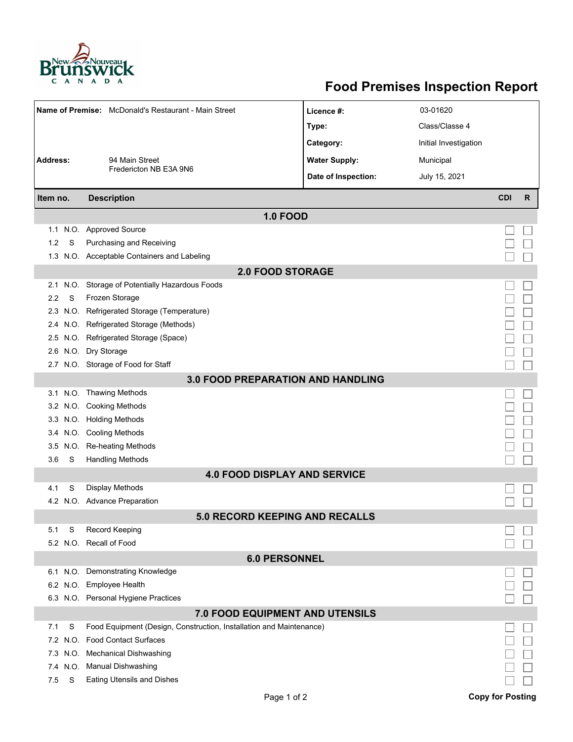New Nouveau Brunswick CANADA

# Food Premises Inspection Report

| | | | |
|---|---|---|---|
| **Name of Premise:** | McDonald's Restaurant - Main Street | **Licence #:** | 03-01620 |
| | | **Type:** | Class/Classe 4 |
| | | **Category:** | Initial Investigation |
| **Address:** | 94 Main Street<br>Fredericton NB E3A 9N6 | **Water Supply:** | Municipal |
| | | **Date of Inspection:** | July 15, 2021 |

| Item no. | | Description | CDI | R |
|---|---|---|---|---|
| | | **1.0 FOOD** | | |
| 1.1 | N.O. | Approved Source | ☐ | ☐ |
| 1.2 | S | Purchasing and Receiving | ☐ | ☐ |
| 1.3 | N.O. | Acceptable Containers and Labeling | ☐ | ☐ |
| | | **2.0 FOOD STORAGE** | | |
| 2.1 | N.O. | Storage of Potentially Hazardous Foods | ☐ | ☐ |
| 2.2 | S | Frozen Storage | ☐ | ☐ |
| 2.3 | N.O. | Refrigerated Storage (Temperature) | ☐ | ☐ |
| 2.4 | N.O. | Refrigerated Storage (Methods) | ☐ | ☐ |
| 2.5 | N.O. | Refrigerated Storage (Space) | ☐ | ☐ |
| 2.6 | N.O. | Dry Storage | ☐ | ☐ |
| 2.7 | N.O. | Storage of Food for Staff | ☐ | ☐ |
| | | **3.0 FOOD PREPARATION AND HANDLING** | | |
| 3.1 | N.O. | Thawing Methods | ☐ | ☐ |
| 3.2 | N.O. | Cooking Methods | ☐ | ☐ |
| 3.3 | N.O. | Holding Methods | ☐ | ☐ |
| 3.4 | N.O. | Cooling Methods | ☐ | ☐ |
| 3.5 | N.O. | Re-heating Methods | ☐ | ☐ |
| 3.6 | S | Handling Methods | ☐ | ☐ |
| | | **4.0 FOOD DISPLAY AND SERVICE** | | |
| 4.1 | S | Display Methods | ☐ | ☐ |
| 4.2 | N.O. | Advance Preparation | ☐ | ☐ |
| | | **5.0 RECORD KEEPING AND RECALLS** | | |
| 5.1 | S | Record Keeping | ☐ | ☐ |
| 5.2 | N.O. | Recall of Food | ☐ | ☐ |
| | | **6.0 PERSONNEL** | | |
| 6.1 | N.O. | Demonstrating Knowledge | ☐ | ☐ |
| 6.2 | N.O. | Employee Health | ☐ | ☐ |
| 6.3 | N.O. | Personal Hygiene Practices | ☐ | ☐ |
| | | **7.0 FOOD EQUIPMENT AND UTENSILS** | | |
| 7.1 | S | Food Equipment (Design, Construction, Installation and Maintenance) | ☐ | ☐ |
| 7.2 | N.O. | Food Contact Surfaces | ☐ | ☐ |
| 7.3 | N.O. | Mechanical Dishwashing | ☐ | ☐ |
| 7.4 | N.O. | Manual Dishwashing | ☐ | ☐ |
| 7.5 | S | Eating Utensils and Dishes | ☐ | ☐ |

**Copy for Posting**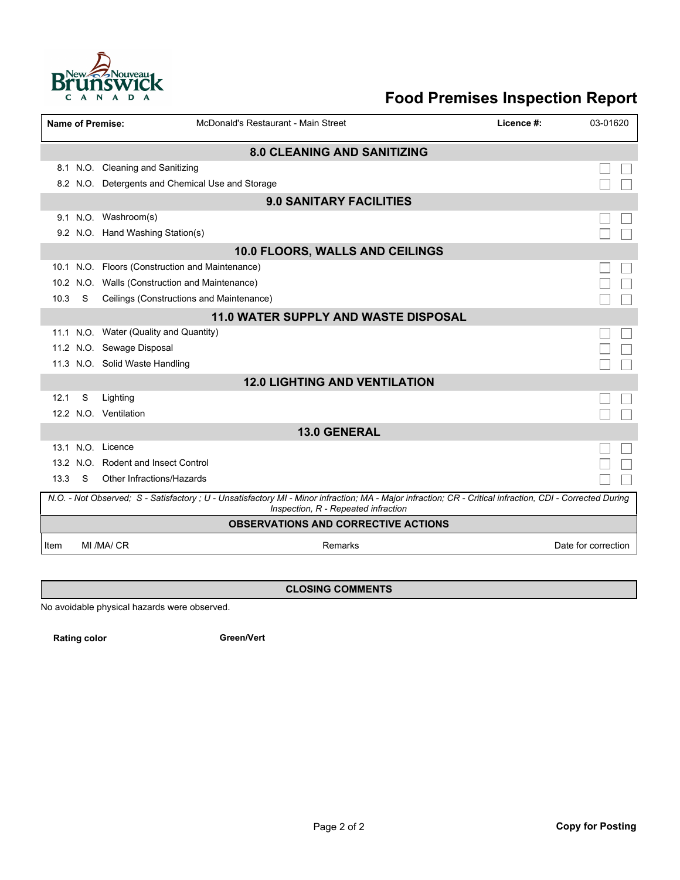# Food Premises Inspection Report

| Name of Premise: | McDonald's Restaurant - Main Street | Licence #: | 03-01620 |
|---|---|---|---|

| | | | | |
|---|---|---|---|---|
| **8.0 CLEANING AND SANITIZING** | | | | |
| 8.1 | N.O. | Cleaning and Sanitizing | ☐ | ☐ |
| 8.2 | N.O. | Detergents and Chemical Use and Storage | ☐ | ☐ |
| **9.0 SANITARY FACILITIES** | | | | |
| 9.1 | N.O. | Washroom(s) | ☐ | ☐ |
| 9.2 | N.O. | Hand Washing Station(s) | ☐ | ☐ |
| **10.0 FLOORS, WALLS AND CEILINGS** | | | | |
| 10.1 | N.O. | Floors (Construction and Maintenance) | ☐ | ☐ |
| 10.2 | N.O. | Walls (Construction and Maintenance) | ☐ | ☐ |
| 10.3 | S | Ceilings (Constructions and Maintenance) | ☐ | ☐ |
| **11.0 WATER SUPPLY AND WASTE DISPOSAL** | | | | |
| 11.1 | N.O. | Water (Quality and Quantity) | ☐ | ☐ |
| 11.2 | N.O. | Sewage Disposal | ☐ | ☐ |
| 11.3 | N.O. | Solid Waste Handling | ☐ | ☐ |
| **12.0 LIGHTING AND VENTILATION** | | | | |
| 12.1 | S | Lighting | ☐ | ☐ |
| 12.2 | N.O. | Ventilation | ☐ | ☐ |
| **13.0 GENERAL** | | | | |
| 13.1 | N.O. | Licence | ☐ | ☐ |
| 13.2 | N.O. | Rodent and Insect Control | ☐ | ☐ |
| 13.3 | S | Other Infractions/Hazards | ☐ | ☐ |

*N.O. - Not Observed; S - Satisfactory ; U - Unsatisfactory MI - Minor infraction; MA - Major infraction; CR - Critical infraction, CDI - Corrected During Inspection, R - Repeated infraction*

## OBSERVATIONS AND CORRECTIVE ACTIONS

| Item | MI /MA/ CR | Remarks | Date for correction |
|---|---|---|---|

## CLOSING COMMENTS

No avoidable physical hazards were observed.

**Rating color** **Green/Vert**

**Copy for Posting**